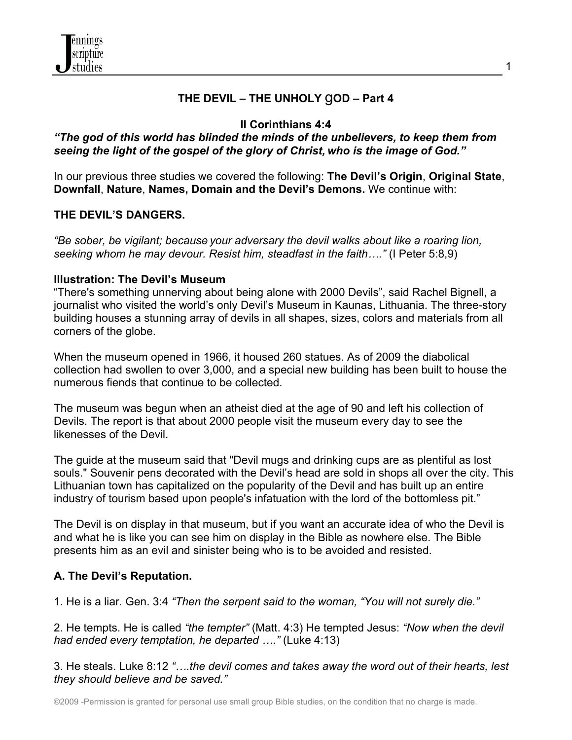# THE DEVIL – THE UNHOLY gOD – Part 4

**II Corinthians 4:4**

***"The god of this world has blinded the minds of the unbelievers, to keep them from seeing the light of the gospel of the glory of Christ, who is the image of God."***

In our previous three studies we covered the following: **The Devil's Origin**, **Original State**, **Downfall**, **Nature**, **Names, Domain and the Devil's Demons.** We continue with:

## THE DEVIL'S DANGERS.

*"Be sober, be vigilant; because your adversary the devil walks about like a roaring lion, seeking whom he may devour. Resist him, steadfast in the faith…."* (I Peter 5:8,9)

**Illustration: The Devil's Museum**

"There's something unnerving about being alone with 2000 Devils", said Rachel Bignell, a journalist who visited the world's only Devil's Museum in Kaunas, Lithuania. The three-story building houses a stunning array of devils in all shapes, sizes, colors and materials from all corners of the globe.

When the museum opened in 1966, it housed 260 statues. As of 2009 the diabolical collection had swollen to over 3,000, and a special new building has been built to house the numerous fiends that continue to be collected.

The museum was begun when an atheist died at the age of 90 and left his collection of Devils. The report is that about 2000 people visit the museum every day to see the likenesses of the Devil.

The guide at the museum said that "Devil mugs and drinking cups are as plentiful as lost souls." Souvenir pens decorated with the Devil's head are sold in shops all over the city. This Lithuanian town has capitalized on the popularity of the Devil and has built up an entire industry of tourism based upon people's infatuation with the lord of the bottomless pit."

The Devil is on display in that museum, but if you want an accurate idea of who the Devil is and what he is like you can see him on display in the Bible as nowhere else. The Bible presents him as an evil and sinister being who is to be avoided and resisted.

### A. The Devil's Reputation.

1. He is a liar. Gen. 3:4 *"Then the serpent said to the woman, "You will not surely die."*

2. He tempts. He is called *"the tempter"* (Matt. 4:3) He tempted Jesus: *"Now when the devil had ended every temptation, he departed …."* (Luke 4:13)

3. He steals. Luke 8:12 *"….the devil comes and takes away the word out of their hearts, lest they should believe and be saved."*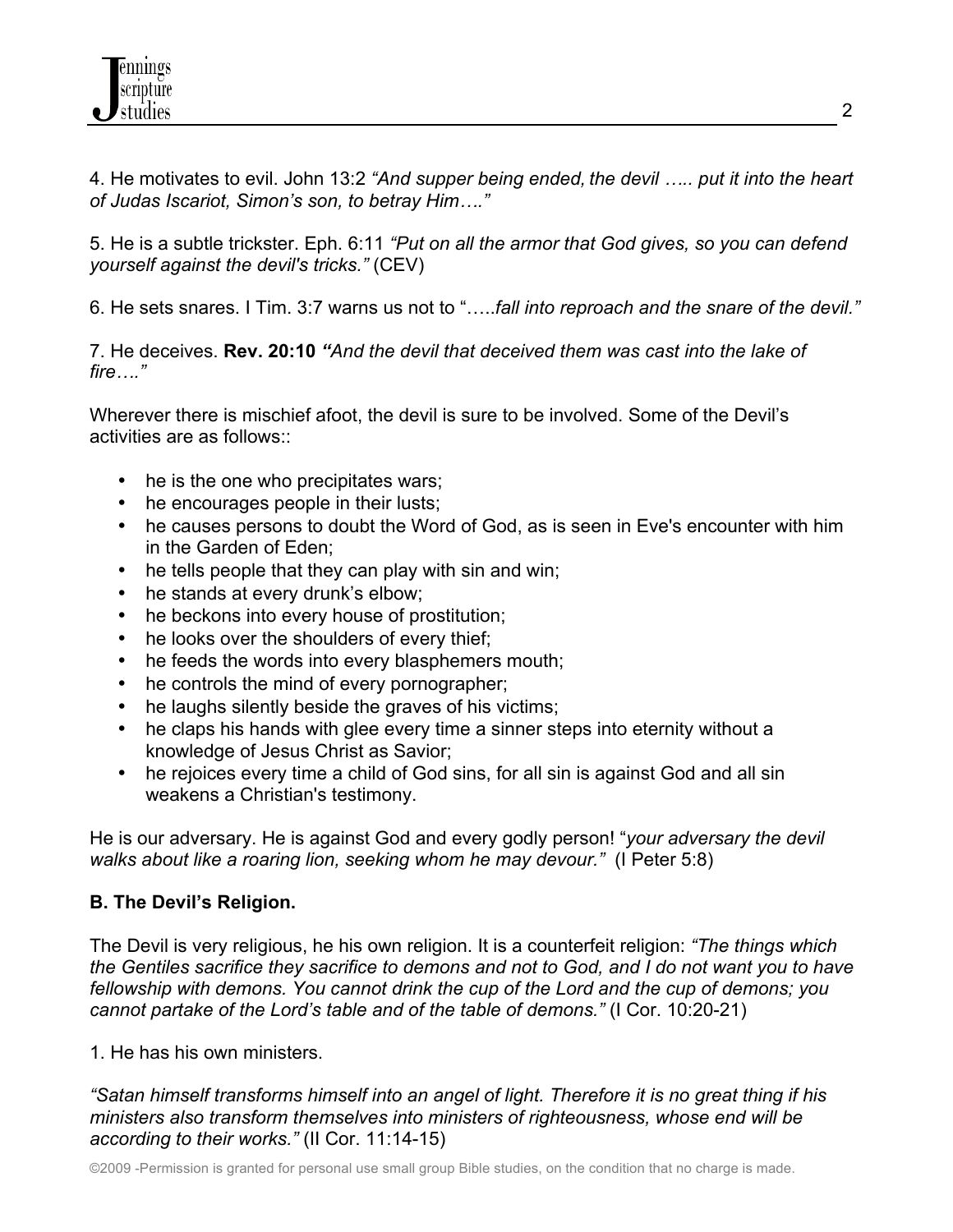4. He motivates to evil. John 13:2 *"And supper being ended, the devil ….. put it into the heart of Judas Iscariot, Simon's son, to betray Him…."*

5. He is a subtle trickster. Eph. 6:11 *"Put on all the armor that God gives, so you can defend yourself against the devil's tricks."* (CEV)

6. He sets snares. I Tim. 3:7 warns us not to "…..*fall into reproach and the snare of the devil."*

7. He deceives. **Rev. 20:10** ***"****And the devil that deceived them was cast into the lake of fire…."*

Wherever there is mischief afoot, the devil is sure to be involved. Some of the Devil's activities are as follows::

- he is the one who precipitates wars;
- he encourages people in their lusts;
- he causes persons to doubt the Word of God, as is seen in Eve's encounter with him in the Garden of Eden;
- he tells people that they can play with sin and win;
- he stands at every drunk's elbow;
- he beckons into every house of prostitution;
- he looks over the shoulders of every thief;
- he feeds the words into every blasphemers mouth;
- he controls the mind of every pornographer;
- he laughs silently beside the graves of his victims;
- he claps his hands with glee every time a sinner steps into eternity without a knowledge of Jesus Christ as Savior;
- he rejoices every time a child of God sins, for all sin is against God and all sin weakens a Christian's testimony.

He is our adversary. He is against God and every godly person! "*your adversary the devil walks about like a roaring lion, seeking whom he may devour."* (I Peter 5:8)

**B. The Devil's Religion.**

The Devil is very religious, he his own religion. It is a counterfeit religion: *"The things which the Gentiles sacrifice they sacrifice to demons and not to God, and I do not want you to have fellowship with demons. You cannot drink the cup of the Lord and the cup of demons; you cannot partake of the Lord's table and of the table of demons."* (I Cor. 10:20-21)

1. He has his own ministers.

*"Satan himself transforms himself into an angel of light. Therefore it is no great thing if his ministers also transform themselves into ministers of righteousness, whose end will be according to their works."* (II Cor. 11:14-15)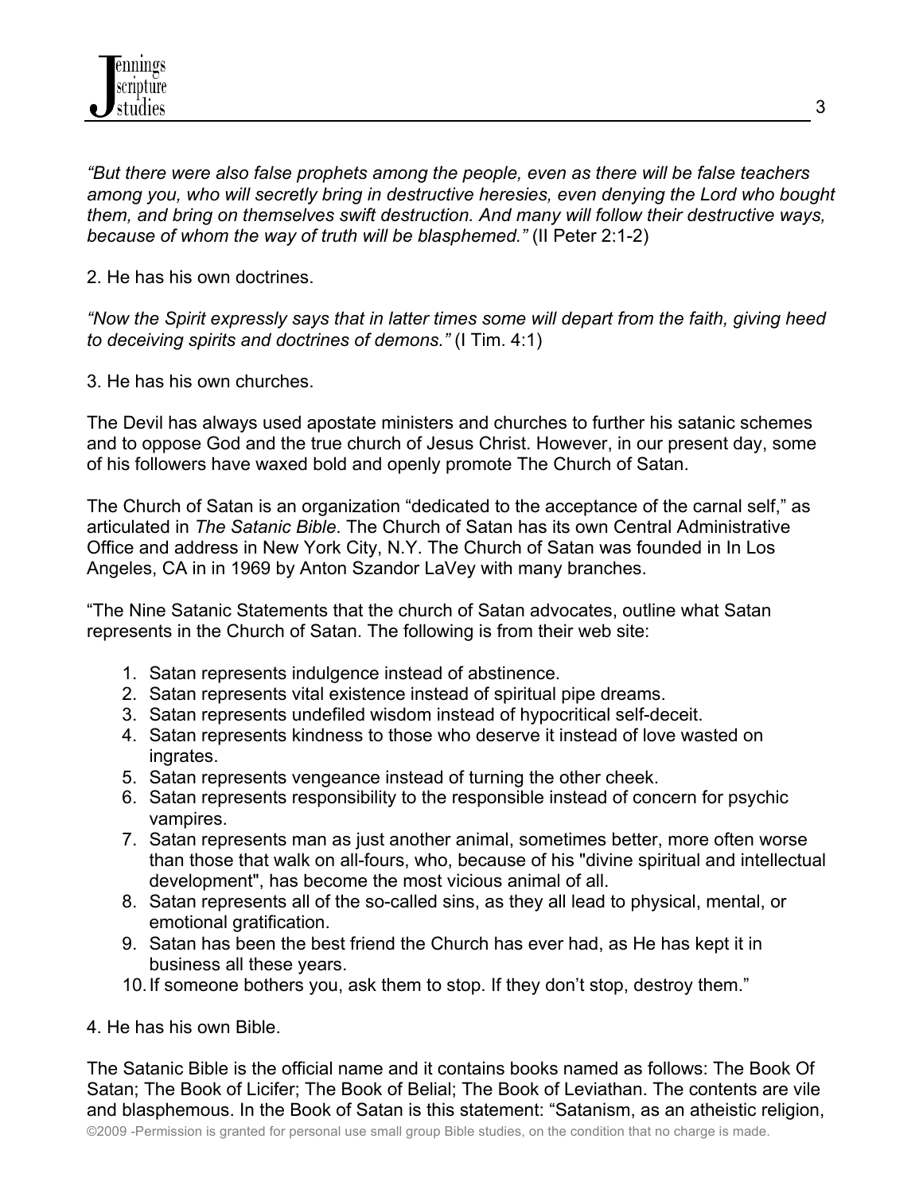*"But there were also false prophets among the people, even as there will be false teachers among you, who will secretly bring in destructive heresies, even denying the Lord who bought them, and bring on themselves swift destruction. And many will follow their destructive ways, because of whom the way of truth will be blasphemed."* (II Peter 2:1-2)

2. He has his own doctrines.

*"Now the Spirit expressly says that in latter times some will depart from the faith, giving heed to deceiving spirits and doctrines of demons."* (I Tim. 4:1)

3. He has his own churches.

The Devil has always used apostate ministers and churches to further his satanic schemes and to oppose God and the true church of Jesus Christ. However, in our present day, some of his followers have waxed bold and openly promote The Church of Satan.

The Church of Satan is an organization "dedicated to the acceptance of the carnal self," as articulated in *The Satanic Bible*. The Church of Satan has its own Central Administrative Office and address in New York City, N.Y. The Church of Satan was founded in In Los Angeles, CA in in 1969 by Anton Szandor LaVey with many branches.

"The Nine Satanic Statements that the church of Satan advocates, outline what Satan represents in the Church of Satan. The following is from their web site:

1. Satan represents indulgence instead of abstinence.
2. Satan represents vital existence instead of spiritual pipe dreams.
3. Satan represents undefiled wisdom instead of hypocritical self-deceit.
4. Satan represents kindness to those who deserve it instead of love wasted on ingrates.
5. Satan represents vengeance instead of turning the other cheek.
6. Satan represents responsibility to the responsible instead of concern for psychic vampires.
7. Satan represents man as just another animal, sometimes better, more often worse than those that walk on all-fours, who, because of his "divine spiritual and intellectual development", has become the most vicious animal of all.
8. Satan represents all of the so-called sins, as they all lead to physical, mental, or emotional gratification.
9. Satan has been the best friend the Church has ever had, as He has kept it in business all these years.
10. If someone bothers you, ask them to stop. If they don't stop, destroy them."

4. He has his own Bible.

The Satanic Bible is the official name and it contains books named as follows: The Book Of Satan; The Book of Licifer; The Book of Belial; The Book of Leviathan. The contents are vile and blasphemous. In the Book of Satan is this statement: "Satanism, as an atheistic religion,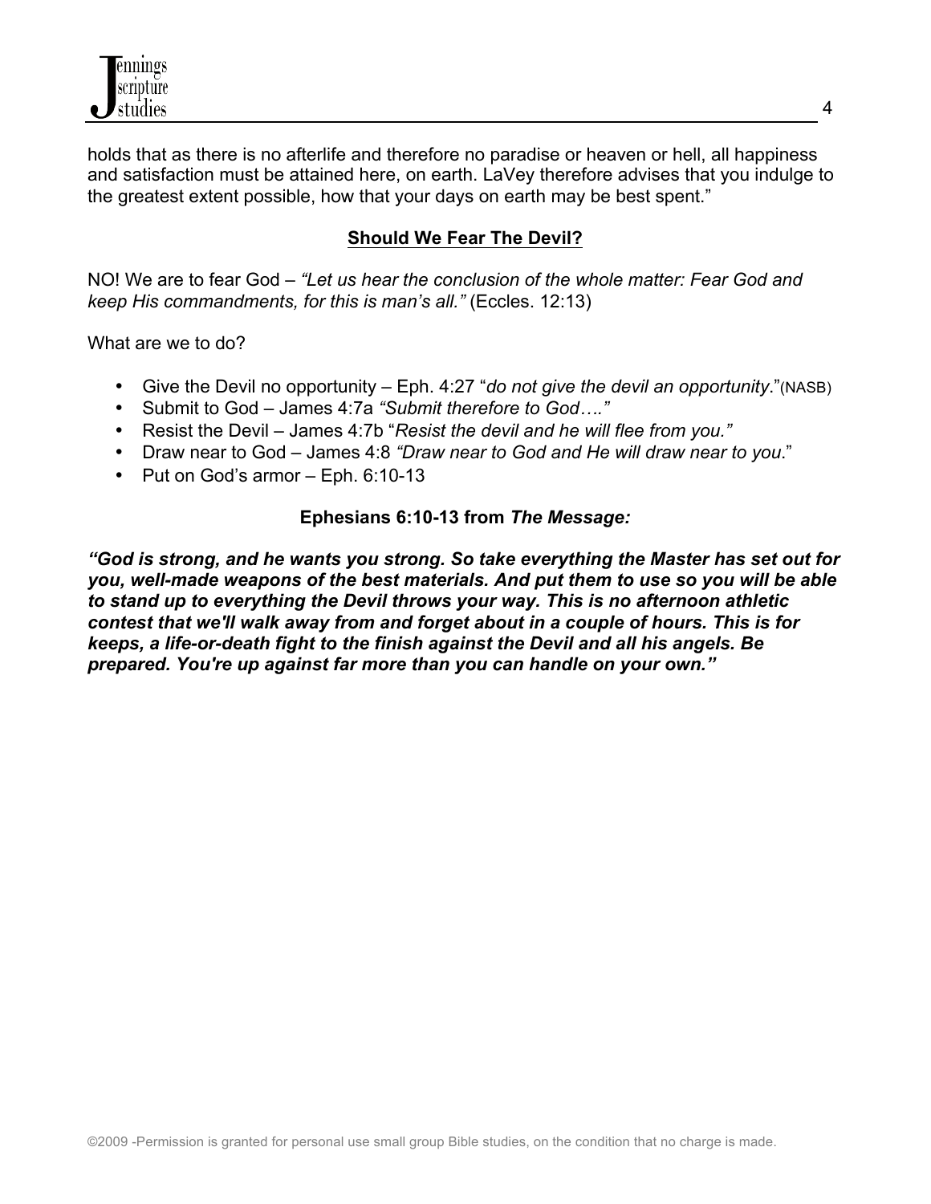holds that as there is no afterlife and therefore no paradise or heaven or hell, all happiness and satisfaction must be attained here, on earth. LaVey therefore advises that you indulge to the greatest extent possible, how that your days on earth may be best spent."

## **Should We Fear The Devil?**

NO! We are to fear God – *"Let us hear the conclusion of the whole matter: Fear God and keep His commandments, for this is man's all."* (Eccles. 12:13)

What are we to do?

- Give the Devil no opportunity – Eph. 4:27 "*do not give the devil an opportunity*."(NASB)
- Submit to God – James 4:7a *"Submit therefore to God…."*
- Resist the Devil – James 4:7b "*Resist the devil and he will flee from you."*
- Draw near to God – James 4:8 *"Draw near to God and He will draw near to you*."
- Put on God's armor – Eph. 6:10-13

### **Ephesians 6:10-13 from *The Message:***

***"God is strong, and he wants you strong. So take everything the Master has set out for you, well-made weapons of the best materials. And put them to use so you will be able to stand up to everything the Devil throws your way. This is no afternoon athletic contest that we'll walk away from and forget about in a couple of hours. This is for keeps, a life-or-death fight to the finish against the Devil and all his angels. Be prepared. You're up against far more than you can handle on your own."***

©2009 -Permission is granted for personal use small group Bible studies, on the condition that no charge is made.